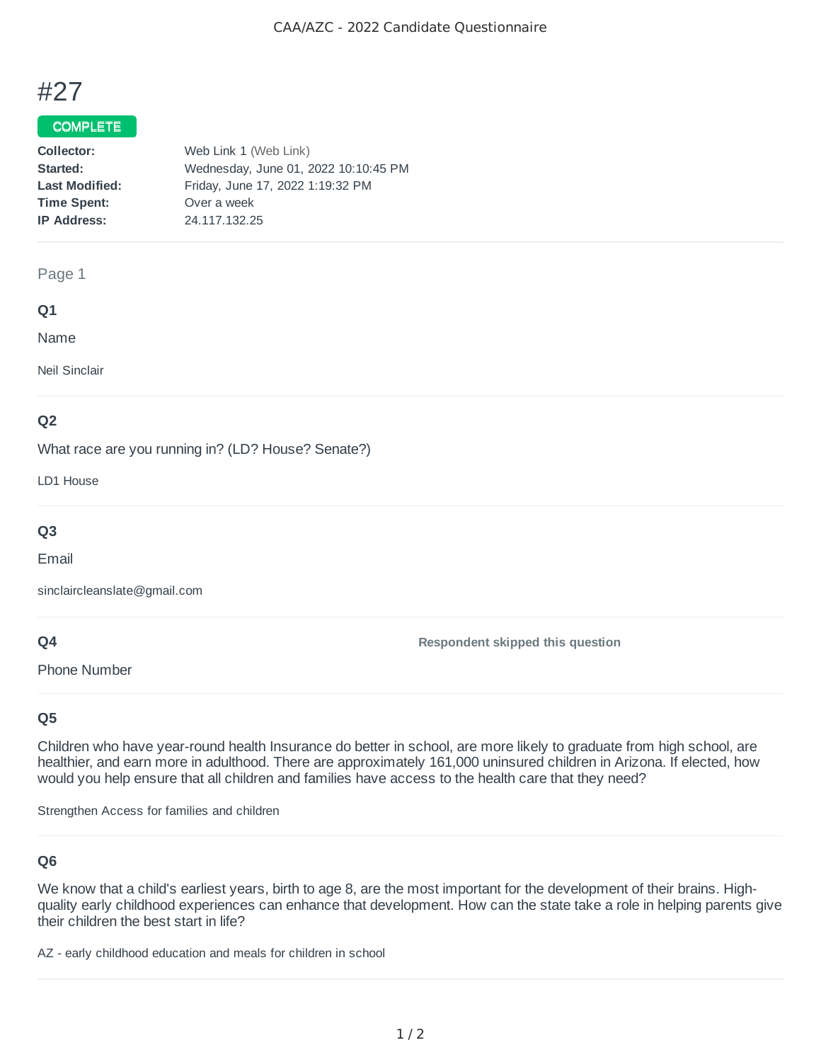# #27

**COMPLETE**

**Collector:** Web Link 1 (Web Link)
**Started:** Wednesday, June 01, 2022 10:10:45 PM
**Last Modified:** Friday, June 17, 2022 1:19:32 PM
**Time Spent:** Over a week
**IP Address:** 24.117.132.25

---

Page 1

### Q1

Name

Neil Sinclair

---

### Q2

What race are you running in? (LD? House? Senate?)

LD1 House

---

### Q3

Email

sinclaircleanslate@gmail.com

---

### Q4

Phone Number

**Respondent skipped this question**

---

### Q5

Children who have year-round health Insurance do better in school, are more likely to graduate from high school, are healthier, and earn more in adulthood. There are approximately 161,000 uninsured children in Arizona. If elected, how would you help ensure that all children and families have access to the health care that they need?

Strengthen Access for families and children

---

### Q6

We know that a child's earliest years, birth to age 8, are the most important for the development of their brains. High-quality early childhood experiences can enhance that development. How can the state take a role in helping parents give their children the best start in life?

AZ - early childhood education and meals for children in school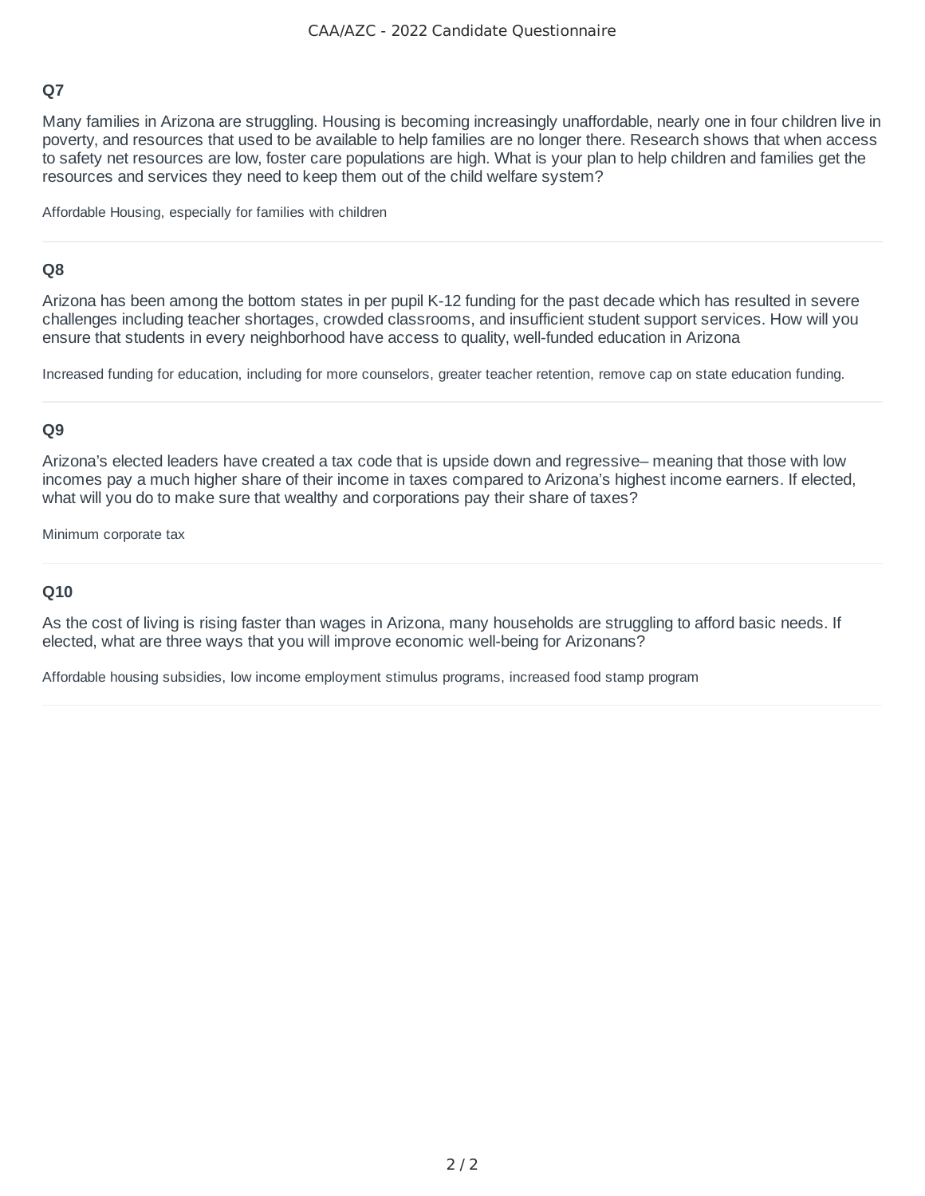### Q7

Many families in Arizona are struggling. Housing is becoming increasingly unaffordable, nearly one in four children live in poverty, and resources that used to be available to help families are no longer there. Research shows that when access to safety net resources are low, foster care populations are high. What is your plan to help children and families get the resources and services they need to keep them out of the child welfare system?

Affordable Housing, especially for families with children

---

### Q8

Arizona has been among the bottom states in per pupil K-12 funding for the past decade which has resulted in severe challenges including teacher shortages, crowded classrooms, and insufficient student support services. How will you ensure that students in every neighborhood have access to quality, well-funded education in Arizona

Increased funding for education, including for more counselors, greater teacher retention, remove cap on state education funding.

---

### Q9

Arizona's elected leaders have created a tax code that is upside down and regressive– meaning that those with low incomes pay a much higher share of their income in taxes compared to Arizona's highest income earners. If elected, what will you do to make sure that wealthy and corporations pay their share of taxes?

Minimum corporate tax

---

### Q10

As the cost of living is rising faster than wages in Arizona, many households are struggling to afford basic needs. If elected, what are three ways that you will improve economic well-being for Arizonans?

Affordable housing subsidies, low income employment stimulus programs, increased food stamp program